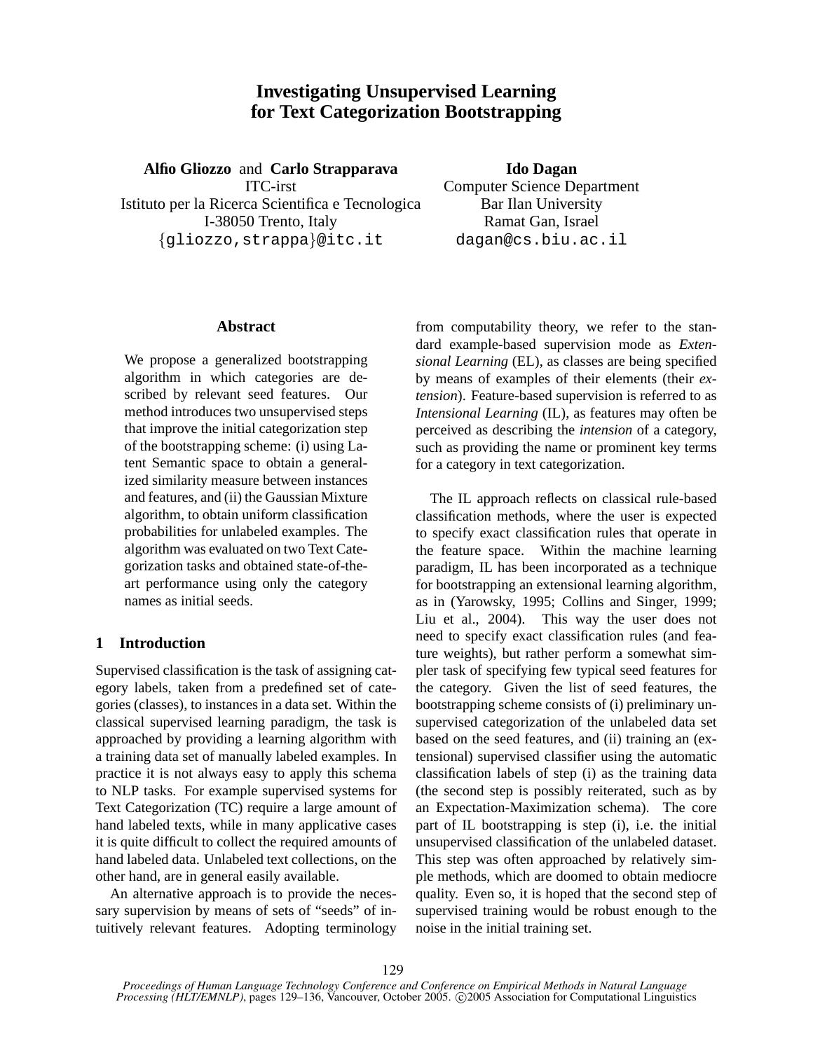# Investigating Unsupervised Learning for Text Categorization Bootstrapping

**Alfio Gliozzo** and **Carlo Strapparava**
ITC-irst
Istituto per la Ricerca Scientifica e Tecnologica
I-38050 Trento, Italy
{gliozzo,strappa}@itc.it

**Ido Dagan**
Computer Science Department
Bar Ilan University
Ramat Gan, Israel
dagan@cs.biu.ac.il

## Abstract

We propose a generalized bootstrapping algorithm in which categories are described by relevant seed features. Our method introduces two unsupervised steps that improve the initial categorization step of the bootstrapping scheme: (i) using Latent Semantic space to obtain a generalized similarity measure between instances and features, and (ii) the Gaussian Mixture algorithm, to obtain uniform classification probabilities for unlabeled examples. The algorithm was evaluated on two Text Categorization tasks and obtained state-of-the-art performance using only the category names as initial seeds.

## 1 Introduction

Supervised classification is the task of assigning category labels, taken from a predefined set of categories (classes), to instances in a data set. Within the classical supervised learning paradigm, the task is approached by providing a learning algorithm with a training data set of manually labeled examples. In practice it is not always easy to apply this schema to NLP tasks. For example supervised systems for Text Categorization (TC) require a large amount of hand labeled texts, while in many applicative cases it is quite difficult to collect the required amounts of hand labeled data. Unlabeled text collections, on the other hand, are in general easily available.

An alternative approach is to provide the necessary supervision by means of sets of "seeds" of intuitively relevant features. Adopting terminology from computability theory, we refer to the standard example-based supervision mode as *Extensional Learning* (EL), as classes are being specified by means of examples of their elements (their *extension*). Feature-based supervision is referred to as *Intensional Learning* (IL), as features may often be perceived as describing the *intension* of a category, such as providing the name or prominent key terms for a category in text categorization.

The IL approach reflects on classical rule-based classification methods, where the user is expected to specify exact classification rules that operate in the feature space. Within the machine learning paradigm, IL has been incorporated as a technique for bootstrapping an extensional learning algorithm, as in (Yarowsky, 1995; Collins and Singer, 1999; Liu et al., 2004). This way the user does not need to specify exact classification rules (and feature weights), but rather perform a somewhat simpler task of specifying few typical seed features for the category. Given the list of seed features, the bootstrapping scheme consists of (i) preliminary unsupervised categorization of the unlabeled data set based on the seed features, and (ii) training an (extensional) supervised classifier using the automatic classification labels of step (i) as the training data (the second step is possibly reiterated, such as by an Expectation-Maximization schema). The core part of IL bootstrapping is step (i), i.e. the initial unsupervised classification of the unlabeled dataset. This step was often approached by relatively simple methods, which are doomed to obtain mediocre quality. Even so, it is hoped that the second step of supervised training would be robust enough to the noise in the initial training set.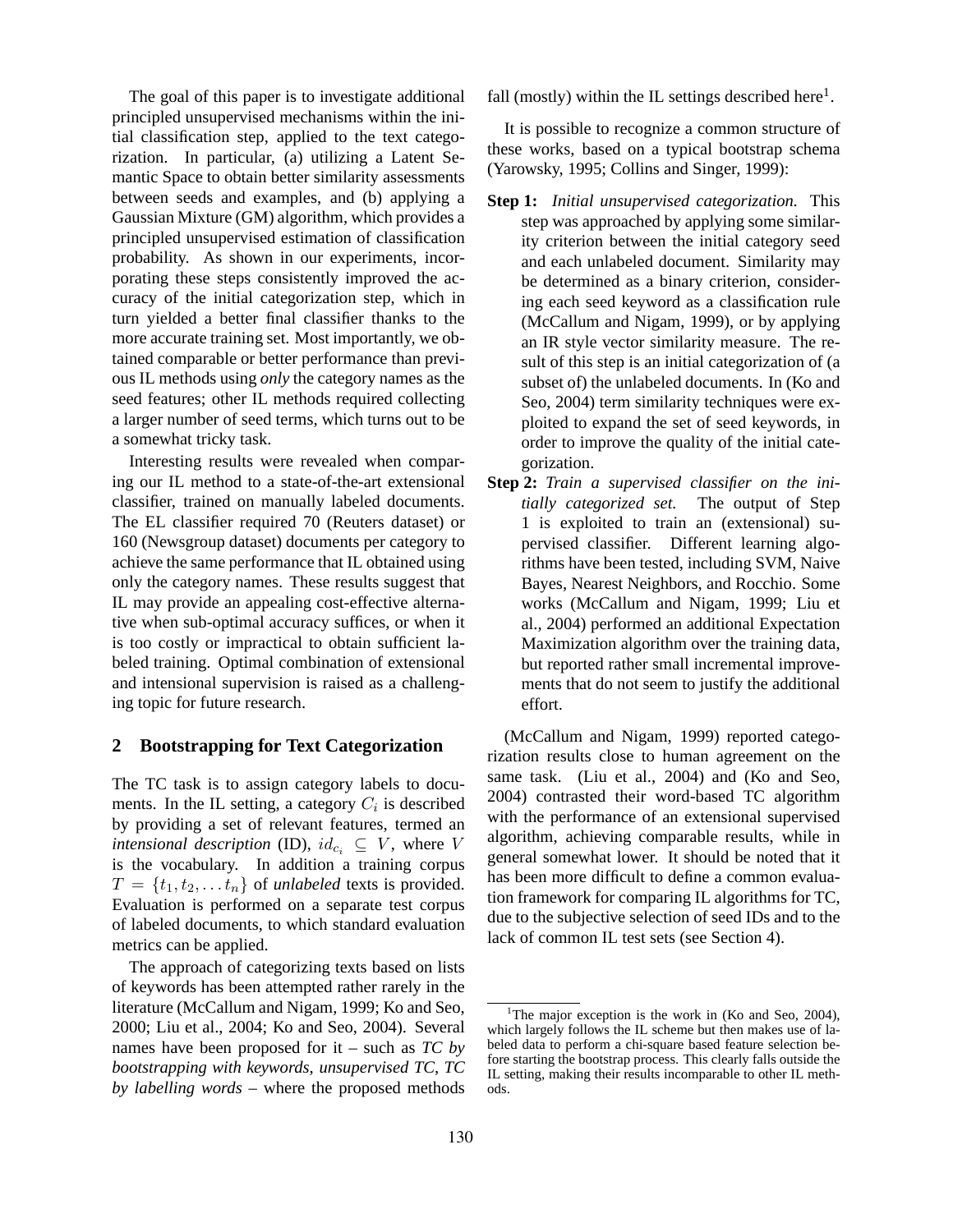The goal of this paper is to investigate additional principled unsupervised mechanisms within the initial classification step, applied to the text categorization. In particular, (a) utilizing a Latent Semantic Space to obtain better similarity assessments between seeds and examples, and (b) applying a Gaussian Mixture (GM) algorithm, which provides a principled unsupervised estimation of classification probability. As shown in our experiments, incorporating these steps consistently improved the accuracy of the initial categorization step, which in turn yielded a better final classifier thanks to the more accurate training set. Most importantly, we obtained comparable or better performance than previous IL methods using *only* the category names as the seed features; other IL methods required collecting a larger number of seed terms, which turns out to be a somewhat tricky task.

Interesting results were revealed when comparing our IL method to a state-of-the-art extensional classifier, trained on manually labeled documents. The EL classifier required 70 (Reuters dataset) or 160 (Newsgroup dataset) documents per category to achieve the same performance that IL obtained using only the category names. These results suggest that IL may provide an appealing cost-effective alternative when sub-optimal accuracy suffices, or when it is too costly or impractical to obtain sufficient labeled training. Optimal combination of extensional and intensional supervision is raised as a challenging topic for future research.

## 2 Bootstrapping for Text Categorization

The TC task is to assign category labels to documents. In the IL setting, a category $C_i$ is described by providing a set of relevant features, termed an *intensional description* (ID), $id_{c_i} \subseteq V$, where $V$ is the vocabulary. In addition a training corpus $T = \{t_1, t_2, \ldots t_n\}$ of *unlabeled* texts is provided. Evaluation is performed on a separate test corpus of labeled documents, to which standard evaluation metrics can be applied.

The approach of categorizing texts based on lists of keywords has been attempted rather rarely in the literature (McCallum and Nigam, 1999; Ko and Seo, 2000; Liu et al., 2004; Ko and Seo, 2004). Several names have been proposed for it – such as *TC by bootstrapping with keywords*, *unsupervised TC*, *TC by labelling words* – where the proposed methods fall (mostly) within the IL settings described here[1].

It is possible to recognize a common structure of these works, based on a typical bootstrap schema (Yarowsky, 1995; Collins and Singer, 1999):

**Step 1:** *Initial unsupervised categorization.* This step was approached by applying some similarity criterion between the initial category seed and each unlabeled document. Similarity may be determined as a binary criterion, considering each seed keyword as a classification rule (McCallum and Nigam, 1999), or by applying an IR style vector similarity measure. The result of this step is an initial categorization of (a subset of) the unlabeled documents. In (Ko and Seo, 2004) term similarity techniques were exploited to expand the set of seed keywords, in order to improve the quality of the initial categorization.

**Step 2:** *Train a supervised classifier on the initially categorized set.* The output of Step 1 is exploited to train an (extensional) supervised classifier. Different learning algorithms have been tested, including SVM, Naive Bayes, Nearest Neighbors, and Rocchio. Some works (McCallum and Nigam, 1999; Liu et al., 2004) performed an additional Expectation Maximization algorithm over the training data, but reported rather small incremental improvements that do not seem to justify the additional effort.

(McCallum and Nigam, 1999) reported categorization results close to human agreement on the same task. (Liu et al., 2004) and (Ko and Seo, 2004) contrasted their word-based TC algorithm with the performance of an extensional supervised algorithm, achieving comparable results, while in general somewhat lower. It should be noted that it has been more difficult to define a common evaluation framework for comparing IL algorithms for TC, due to the subjective selection of seed IDs and to the lack of common IL test sets (see Section 4).

[1] The major exception is the work in (Ko and Seo, 2004), which largely follows the IL scheme but then makes use of labeled data to perform a chi-square based feature selection before starting the bootstrap process. This clearly falls outside the IL setting, making their results incomparable to other IL methods.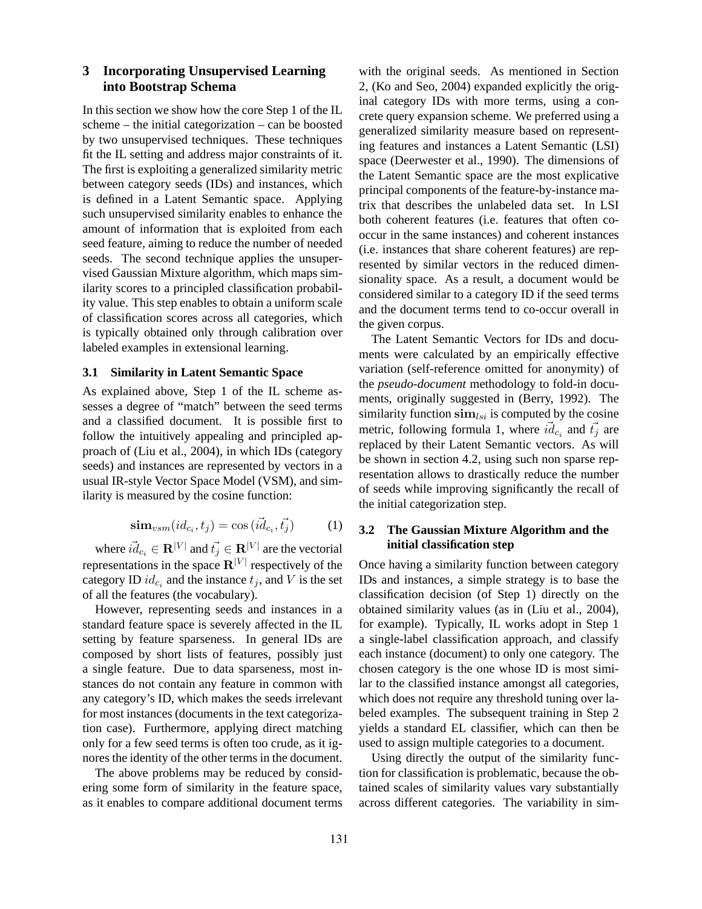## 3 Incorporating Unsupervised Learning into Bootstrap Schema

In this section we show how the core Step 1 of the IL scheme – the initial categorization – can be boosted by two unsupervised techniques. These techniques fit the IL setting and address major constraints of it. The first is exploiting a generalized similarity metric between category seeds (IDs) and instances, which is defined in a Latent Semantic space. Applying such unsupervised similarity enables to enhance the amount of information that is exploited from each seed feature, aiming to reduce the number of needed seeds. The second technique applies the unsupervised Gaussian Mixture algorithm, which maps similarity scores to a principled classification probability value. This step enables to obtain a uniform scale of classification scores across all categories, which is typically obtained only through calibration over labeled examples in extensional learning.

### 3.1 Similarity in Latent Semantic Space

As explained above, Step 1 of the IL scheme assesses a degree of "match" between the seed terms and a classified document. It is possible first to follow the intuitively appealing and principled approach of (Liu et al., 2004), in which IDs (category seeds) and instances are represented by vectors in a usual IR-style Vector Space Model (VSM), and similarity is measured by the cosine function:

$$\mathbf{sim}_{vsm}(id_{c_i}, t_j) = \cos(\vec{id}_{c_i}, \vec{t_j}) \qquad (1)$$

where $\vec{id}_{c_i} \in \mathbf{R}^{|V|}$ and $\vec{t_j} \in \mathbf{R}^{|V|}$ are the vectorial representations in the space $\mathbf{R}^{|V|}$ respectively of the category ID $id_{c_i}$ and the instance $t_j$, and $V$ is the set of all the features (the vocabulary).

However, representing seeds and instances in a standard feature space is severely affected in the IL setting by feature sparseness. In general IDs are composed by short lists of features, possibly just a single feature. Due to data sparseness, most instances do not contain any feature in common with any category's ID, which makes the seeds irrelevant for most instances (documents in the text categorization case). Furthermore, applying direct matching only for a few seed terms is often too crude, as it ignores the identity of the other terms in the document.

The above problems may be reduced by considering some form of similarity in the feature space, as it enables to compare additional document terms with the original seeds. As mentioned in Section 2, (Ko and Seo, 2004) expanded explicitly the original category IDs with more terms, using a concrete query expansion scheme. We preferred using a generalized similarity measure based on representing features and instances a Latent Semantic (LSI) space (Deerwester et al., 1990). The dimensions of the Latent Semantic space are the most explicative principal components of the feature-by-instance matrix that describes the unlabeled data set. In LSI both coherent features (i.e. features that often cooccur in the same instances) and coherent instances (i.e. instances that share coherent features) are represented by similar vectors in the reduced dimensionality space. As a result, a document would be considered similar to a category ID if the seed terms and the document terms tend to co-occur overall in the given corpus.

The Latent Semantic Vectors for IDs and documents were calculated by an empirically effective variation (self-reference omitted for anonymity) of the *pseudo-document* methodology to fold-in documents, originally suggested in (Berry, 1992). The similarity function $\mathbf{sim}_{lsi}$ is computed by the cosine metric, following formula 1, where $\vec{id}_{c_i}$ and $\vec{t_j}$ are replaced by their Latent Semantic vectors. As will be shown in section 4.2, using such non sparse representation allows to drastically reduce the number of seeds while improving significantly the recall of the initial categorization step.

### 3.2 The Gaussian Mixture Algorithm and the initial classification step

Once having a similarity function between category IDs and instances, a simple strategy is to base the classification decision (of Step 1) directly on the obtained similarity values (as in (Liu et al., 2004), for example). Typically, IL works adopt in Step 1 a single-label classification approach, and classify each instance (document) to only one category. The chosen category is the one whose ID is most similar to the classified instance amongst all categories, which does not require any threshold tuning over labeled examples. The subsequent training in Step 2 yields a standard EL classifier, which can then be used to assign multiple categories to a document.

Using directly the output of the similarity function for classification is problematic, because the obtained scales of similarity values vary substantially across different categories. The variability in sim-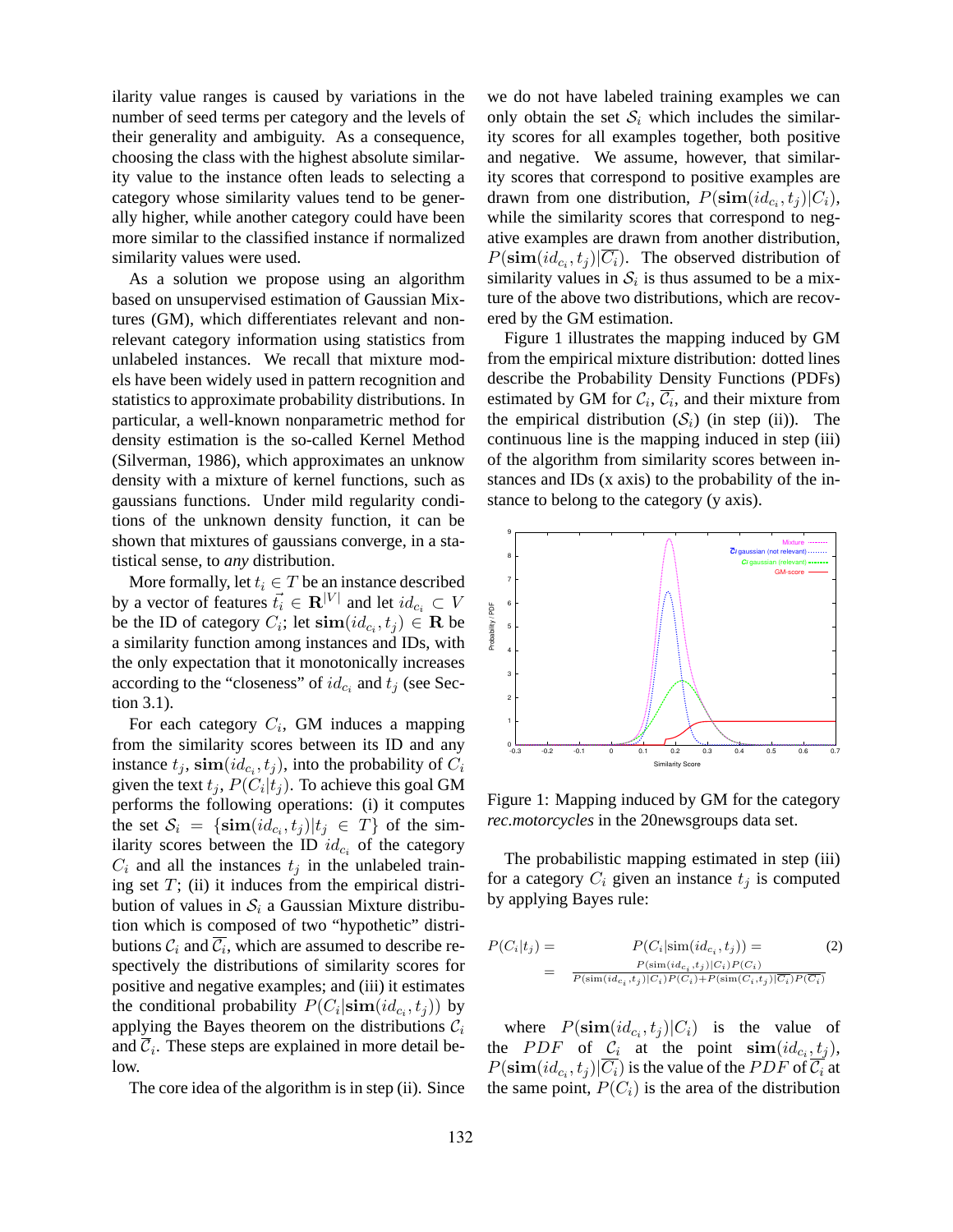ilarity value ranges is caused by variations in the number of seed terms per category and the levels of their generality and ambiguity. As a consequence, choosing the class with the highest absolute similarity value to the instance often leads to selecting a category whose similarity values tend to be generally higher, while another category could have been more similar to the classified instance if normalized similarity values were used.

As a solution we propose using an algorithm based on unsupervised estimation of Gaussian Mixtures (GM), which differentiates relevant and non-relevant category information using statistics from unlabeled instances. We recall that mixture models have been widely used in pattern recognition and statistics to approximate probability distributions. In particular, a well-known nonparametric method for density estimation is the so-called Kernel Method (Silverman, 1986), which approximates an unknow density with a mixture of kernel functions, such as gaussians functions. Under mild regularity conditions of the unknown density function, it can be shown that mixtures of gaussians converge, in a statistical sense, to *any* distribution.

More formally, let $t_i \in T$ be an instance described by a vector of features $\vec{t_i} \in \mathbf{R}^{|V|}$ and let $id_{c_i} \subset V$ be the ID of category $C_i$; let $\mathbf{sim}(id_{c_i}, t_j) \in \mathbf{R}$ be a similarity function among instances and IDs, with the only expectation that it monotonically increases according to the "closeness" of $id_{c_i}$ and $t_j$ (see Section 3.1).

For each category $C_i$, GM induces a mapping from the similarity scores between its ID and any instance $t_j$, $\mathbf{sim}(id_{c_i}, t_j)$, into the probability of $C_i$ given the text $t_j$, $P(C_i|t_j)$. To achieve this goal GM performs the following operations: (i) it computes the set $\mathcal{S}_i = \{\mathbf{sim}(id_{c_i}, t_j)|t_j \in T\}$ of the similarity scores between the ID $id_{c_i}$ of the category $C_i$ and all the instances $t_j$ in the unlabeled training set $T$; (ii) it induces from the empirical distribution of values in $\mathcal{S}_i$ a Gaussian Mixture distribution which is composed of two "hypothetic" distributions $\mathcal{C}_i$ and $\overline{\mathcal{C}_i}$, which are assumed to describe respectively the distributions of similarity scores for positive and negative examples; and (iii) it estimates the conditional probability $P(C_i|\mathbf{sim}(id_{c_i}, t_j))$ by applying the Bayes theorem on the distributions $\mathcal{C}_i$ and $\overline{\mathcal{C}}_i$. These steps are explained in more detail below.

The core idea of the algorithm is in step (ii). Since we do not have labeled training examples we can only obtain the set $\mathcal{S}_i$ which includes the similarity scores for all examples together, both positive and negative. We assume, however, that similarity scores that correspond to positive examples are drawn from one distribution, $P(\mathbf{sim}(id_{c_i}, t_j)|C_i)$, while the similarity scores that correspond to negative examples are drawn from another distribution, $P(\mathbf{sim}(id_{c_i}, t_j)|\overline{C_i})$. The observed distribution of similarity values in $\mathcal{S}_i$ is thus assumed to be a mixture of the above two distributions, which are recovered by the GM estimation.

Figure 1 illustrates the mapping induced by GM from the empirical mixture distribution: dotted lines describe the Probability Density Functions (PDFs) estimated by GM for $\mathcal{C}_i$, $\overline{\mathcal{C}_i}$, and their mixture from the empirical distribution ($\mathcal{S}_i$) (in step (ii)). The continuous line is the mapping induced in step (iii) of the algorithm from similarity scores between instances and IDs (x axis) to the probability of the instance to belong to the category (y axis).

Figure 1: Mapping induced by GM for the category *rec.motorcycles* in the 20newsgroups data set.

The probabilistic mapping estimated in step (iii) for a category $C_i$ given an instance $t_j$ is computed by applying Bayes rule:

$$
\begin{aligned}
P(C_i|t_j) &= P(C_i|\mathrm{sim}(id_{c_i}, t_j)) = \\
&= \frac{P(\mathrm{sim}(id_{c_i}, t_j)|C_i)P(C_i)}{P(\mathrm{sim}(id_{c_i}, t_j)|C_i)P(C_i) + P(\mathrm{sim}(C_i, t_j)|\overline{C_i})P(\overline{C_i})}
\end{aligned}
\tag{2}
$$

where $P(\mathbf{sim}(id_{c_i}, t_j)|C_i)$ is the value of the $PDF$ of $\mathcal{C}_i$ at the point $\mathbf{sim}(id_{c_i}, t_j)$, $P(\mathbf{sim}(id_{c_i}, t_j)|\overline{C_i})$ is the value of the $PDF$ of $\overline{\mathcal{C}_i}$ at the same point, $P(C_i)$ is the area of the distribution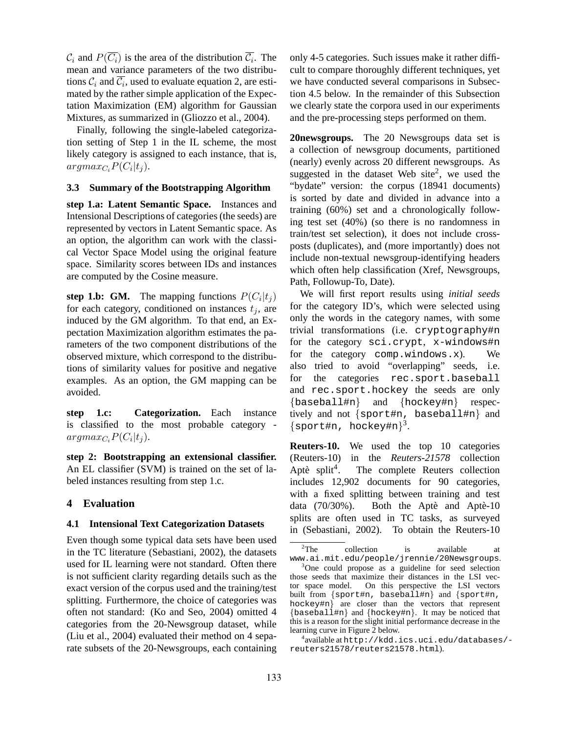$\mathcal{C}_i$ and $P(\overline{\mathcal{C}_i})$ is the area of the distribution $\overline{\mathcal{C}_i}$. The mean and variance parameters of the two distributions $\mathcal{C}_i$ and $\overline{\mathcal{C}_i}$, used to evaluate equation 2, are estimated by the rather simple application of the Expectation Maximization (EM) algorithm for Gaussian Mixtures, as summarized in (Gliozzo et al., 2004).

Finally, following the single-labeled categorization setting of Step 1 in the IL scheme, the most likely category is assigned to each instance, that is, $argmax_{C_i} P(C_i|t_j)$.

### 3.3 Summary of the Bootstrapping Algorithm

**step 1.a: Latent Semantic Space.** Instances and Intensional Descriptions of categories (the seeds) are represented by vectors in Latent Semantic space. As an option, the algorithm can work with the classical Vector Space Model using the original feature space. Similarity scores between IDs and instances are computed by the Cosine measure.

**step 1.b: GM.** The mapping functions $P(C_i|t_j)$ for each category, conditioned on instances $t_j$, are induced by the GM algorithm. To that end, an Expectation Maximization algorithm estimates the parameters of the two component distributions of the observed mixture, which correspond to the distributions of similarity values for positive and negative examples. As an option, the GM mapping can be avoided.

**step 1.c: Categorization.** Each instance is classified to the most probable category - $argmax_{C_i} P(C_i|t_j)$.

**step 2: Bootstrapping an extensional classifier.** An EL classifier (SVM) is trained on the set of labeled instances resulting from step 1.c.

## 4 Evaluation

### 4.1 Intensional Text Categorization Datasets

Even though some typical data sets have been used in the TC literature (Sebastiani, 2002), the datasets used for IL learning were not standard. Often there is not sufficient clarity regarding details such as the exact version of the corpus used and the training/test splitting. Furthermore, the choice of categories was often not standard: (Ko and Seo, 2004) omitted 4 categories from the 20-Newsgroup dataset, while (Liu et al., 2004) evaluated their method on 4 separate subsets of the 20-Newsgroups, each containing only 4-5 categories. Such issues make it rather difficult to compare thoroughly different techniques, yet we have conducted several comparisons in Subsection 4.5 below. In the remainder of this Subsection we clearly state the corpora used in our experiments and the pre-processing steps performed on them.

**20newsgroups.** The 20 Newsgroups data set is a collection of newsgroup documents, partitioned (nearly) evenly across 20 different newsgroups. As suggested in the dataset Web site[2], we used the "bydate" version: the corpus (18941 documents) is sorted by date and divided in advance into a training (60%) set and a chronologically following test set (40%) (so there is no randomness in train/test set selection), it does not include cross-posts (duplicates), and (more importantly) does not include non-textual newsgroup-identifying headers which often help classification (Xref, Newsgroups, Path, Followup-To, Date).

We will first report results using *initial seeds* for the category ID's, which were selected using only the words in the category names, with some trivial transformations (i.e. `cryptography#n` for the category `sci.crypt`, `x-windows#n` for the category `comp.windows.x`). We also tried to avoid "overlapping" seeds, i.e. for the categories `rec.sport.baseball` and `rec.sport.hockey` the seeds are only {`baseball#n`} and {`hockey#n`} respectively and not {`sport#n, baseball#n`} and {`sport#n, hockey#n`}[3].

**Reuters-10.** We used the top 10 categories (Reuters-10) in the *Reuters-21578* collection Aptè split[4]. The complete Reuters collection includes 12,902 documents for 90 categories, with a fixed splitting between training and test data (70/30%). Both the Aptè and Aptè-10 splits are often used in TC tasks, as surveyed in (Sebastiani, 2002). To obtain the Reuters-10

---

[2] The collection is available at `www.ai.mit.edu/people/jrennie/20Newsgroups`.

[3] One could propose as a guideline for seed selection those seeds that maximize their distances in the LSI vector space model. On this perspective the LSI vectors built from {`sport#n, baseball#n`} and {`sport#n, hockey#n`} are closer than the vectors that represent {`baseball#n`} and {`hockey#n`}. It may be noticed that this is a reason for the slight initial performance decrease in the learning curve in Figure 2 below.

[4] available at `http://kdd.ics.uci.edu/databases/-reuters21578/reuters21578.html`).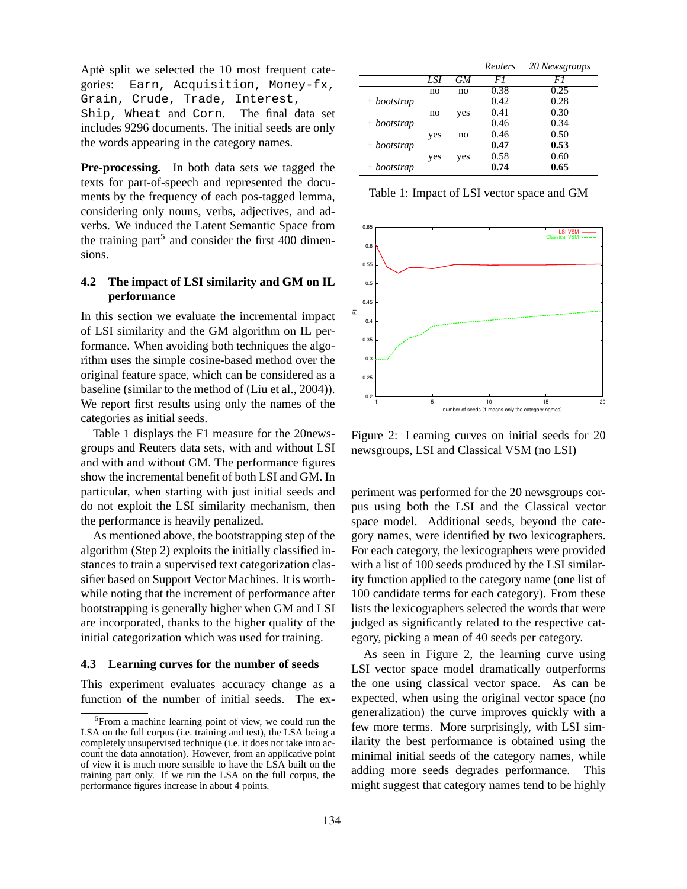Aptè split we selected the 10 most frequent categories: `Earn`, `Acquisition`, `Money-fx`, `Grain`, `Crude`, `Trade`, `Interest`, `Ship`, `Wheat` and `Corn`. The final data set includes 9296 documents. The initial seeds are only the words appearing in the category names.

**Pre-processing.** In both data sets we tagged the texts for part-of-speech and represented the documents by the frequency of each pos-tagged lemma, considering only nouns, verbs, adjectives, and adverbs. We induced the Latent Semantic Space from the training part[5] and consider the first 400 dimensions.

### 4.2 The impact of LSI similarity and GM on IL performance

In this section we evaluate the incremental impact of LSI similarity and the GM algorithm on IL performance. When avoiding both techniques the algorithm uses the simple cosine-based method over the original feature space, which can be considered as a baseline (similar to the method of (Liu et al., 2004)). We report first results using only the names of the categories as initial seeds.

Table 1 displays the F1 measure for the 20newsgroups and Reuters data sets, with and without LSI and with and without GM. The performance figures show the incremental benefit of both LSI and GM. In particular, when starting with just initial seeds and do not exploit the LSI similarity mechanism, then the performance is heavily penalized.

As mentioned above, the bootstrapping step of the algorithm (Step 2) exploits the initially classified instances to train a supervised text categorization classifier based on Support Vector Machines. It is worthwhile noting that the increment of performance after bootstrapping is generally higher when GM and LSI are incorporated, thanks to the higher quality of the initial categorization which was used for training.

|  |  |  | *Reuters* | *20 Newsgroups* |
|---|---|---|---|---|
|  | *LSI* | *GM* | *F1* | *F1* |
|  | no | no | 0.38 | 0.25 |
| *+ bootstrap* |  |  | 0.42 | 0.28 |
|  | no | yes | 0.41 | 0.30 |
| *+ bootstrap* |  |  | 0.46 | 0.34 |
|  | yes | no | 0.46 | 0.50 |
| *+ bootstrap* |  |  | **0.47** | **0.53** |
|  | yes | yes | 0.58 | 0.60 |
| *+ bootstrap* |  |  | **0.74** | **0.65** |

Table 1: Impact of LSI vector space and GM

Figure 2: Learning curves on initial seeds for 20 newsgroups, LSI and Classical VSM (no LSI)

### 4.3 Learning curves for the number of seeds

This experiment evaluates accuracy change as a function of the number of initial seeds. The experiment was performed for the 20 newsgroups corpus using both the LSI and the Classical vector space model. Additional seeds, beyond the category names, were identified by two lexicographers. For each category, the lexicographers were provided with a list of 100 seeds produced by the LSI similarity function applied to the category name (one list of 100 candidate terms for each category). From these lists the lexicographers selected the words that were judged as significantly related to the respective category, picking a mean of 40 seeds per category.

As seen in Figure 2, the learning curve using LSI vector space model dramatically outperforms the one using classical vector space. As can be expected, when using the original vector space (no generalization) the curve improves quickly with a few more terms. More surprisingly, with LSI similarity the best performance is obtained using the minimal initial seeds of the category names, while adding more seeds degrades performance. This might suggest that category names tend to be highly

[5] From a machine learning point of view, we could run the LSA on the full corpus (i.e. training and test), the LSA being a completely unsupervised technique (i.e. it does not take into account the data annotation). However, from an applicative point of view it is much more sensible to have the LSA built on the training part only. If we run the LSA on the full corpus, the performance figures increase in about 4 points.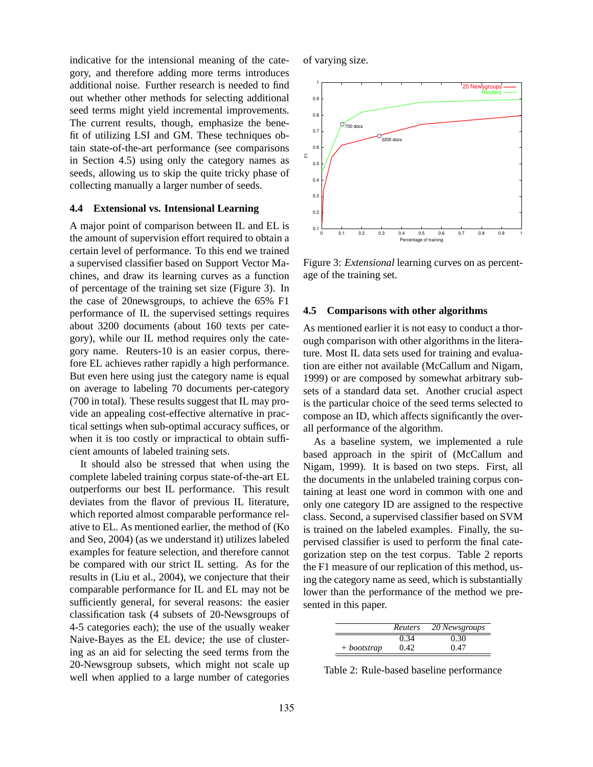indicative for the intensional meaning of the category, and therefore adding more terms introduces additional noise. Further research is needed to find out whether other methods for selecting additional seed terms might yield incremental improvements. The current results, though, emphasize the benefit of utilizing LSI and GM. These techniques obtain state-of-the-art performance (see comparisons in Section 4.5) using only the category names as seeds, allowing us to skip the quite tricky phase of collecting manually a larger number of seeds.

### 4.4 Extensional vs. Intensional Learning

A major point of comparison between IL and EL is the amount of supervision effort required to obtain a certain level of performance. To this end we trained a supervised classifier based on Support Vector Machines, and draw its learning curves as a function of percentage of the training set size (Figure 3). In the case of 20newsgroups, to achieve the 65% F1 performance of IL the supervised settings requires about 3200 documents (about 160 texts per category), while our IL method requires only the category name. Reuters-10 is an easier corpus, therefore EL achieves rather rapidly a high performance. But even here using just the category name is equal on average to labeling 70 documents per-category (700 in total). These results suggest that IL may provide an appealing cost-effective alternative in practical settings when sub-optimal accuracy suffices, or when it is too costly or impractical to obtain sufficient amounts of labeled training sets.

It should also be stressed that when using the complete labeled training corpus state-of-the-art EL outperforms our best IL performance. This result deviates from the flavor of previous IL literature, which reported almost comparable performance relative to EL. As mentioned earlier, the method of (Ko and Seo, 2004) (as we understand it) utilizes labeled examples for feature selection, and therefore cannot be compared with our strict IL setting. As for the results in (Liu et al., 2004), we conjecture that their comparable performance for IL and EL may not be sufficiently general, for several reasons: the easier classification task (4 subsets of 20-Newsgroups of 4-5 categories each); the use of the usually weaker Naive-Bayes as the EL device; the use of clustering as an aid for selecting the seed terms from the 20-Newsgroup subsets, which might not scale up well when applied to a large number of categories of varying size.

Figure 3: *Extensional* learning curves on as percentage of the training set.

### 4.5 Comparisons with other algorithms

As mentioned earlier it is not easy to conduct a thorough comparison with other algorithms in the literature. Most IL data sets used for training and evaluation are either not available (McCallum and Nigam, 1999) or are composed by somewhat arbitrary subsets of a standard data set. Another crucial aspect is the particular choice of the seed terms selected to compose an ID, which affects significantly the overall performance of the algorithm.

As a baseline system, we implemented a rule based approach in the spirit of (McCallum and Nigam, 1999). It is based on two steps. First, all the documents in the unlabeled training corpus containing at least one word in common with one and only one category ID are assigned to the respective class. Second, a supervised classifier based on SVM is trained on the labeled examples. Finally, the supervised classifier is used to perform the final categorization step on the test corpus. Table 2 reports the F1 measure of our replication of this method, using the category name as seed, which is substantially lower than the performance of the method we presented in this paper.

| | *Reuters* | *20 Newsgroups* |
|---|---|---|
| | 0.34 | 0.30 |
| *+ bootstrap* | 0.42 | 0.47 |

Table 2: Rule-based baseline performance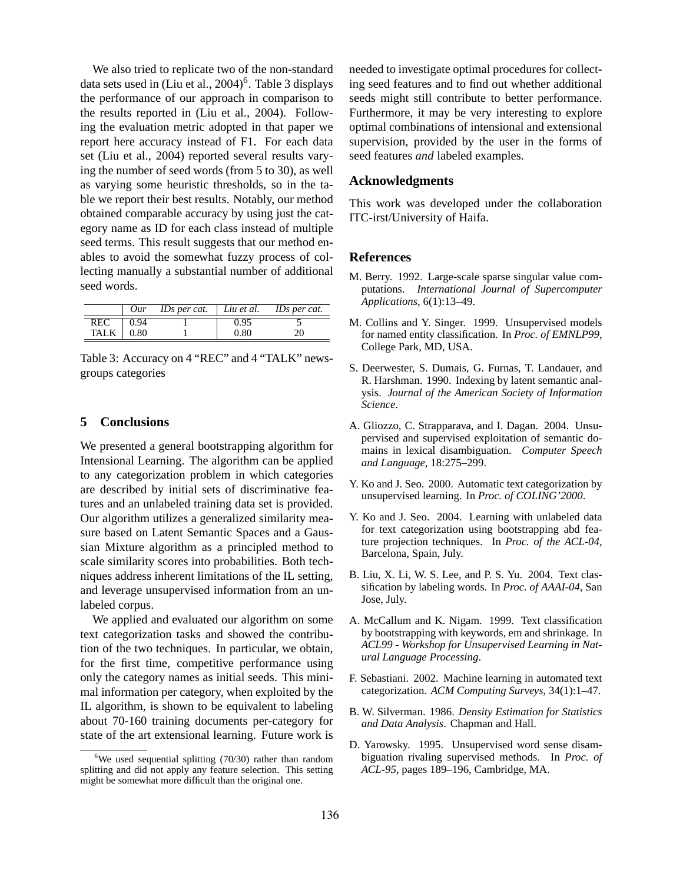We also tried to replicate two of the non-standard data sets used in (Liu et al., 2004)[6]. Table 3 displays the performance of our approach in comparison to the results reported in (Liu et al., 2004). Following the evaluation metric adopted in that paper we report here accuracy instead of F1. For each data set (Liu et al., 2004) reported several results varying the number of seed words (from 5 to 30), as well as varying some heuristic thresholds, so in the table we report their best results. Notably, our method obtained comparable accuracy by using just the category name as ID for each class instead of multiple seed terms. This result suggests that our method enables to avoid the somewhat fuzzy process of collecting manually a substantial number of additional seed words.

| | *Our* | *IDs per cat.* | *Liu et al.* | *IDs per cat.* |
|---|---|---|---|---|
| REC | 0.94 | 1 | 0.95 | 5 |
| TALK | 0.80 | 1 | 0.80 | 20 |

Table 3: Accuracy on 4 "REC" and 4 "TALK" newsgroups categories

## 5 Conclusions

We presented a general bootstrapping algorithm for Intensional Learning. The algorithm can be applied to any categorization problem in which categories are described by initial sets of discriminative features and an unlabeled training data set is provided. Our algorithm utilizes a generalized similarity measure based on Latent Semantic Spaces and a Gaussian Mixture algorithm as a principled method to scale similarity scores into probabilities. Both techniques address inherent limitations of the IL setting, and leverage unsupervised information from an unlabeled corpus.

We applied and evaluated our algorithm on some text categorization tasks and showed the contribution of the two techniques. In particular, we obtain, for the first time, competitive performance using only the category names as initial seeds. This minimal information per category, when exploited by the IL algorithm, is shown to be equivalent to labeling about 70-160 training documents per-category for state of the art extensional learning. Future work is needed to investigate optimal procedures for collecting seed features and to find out whether additional seeds might still contribute to better performance. Furthermore, it may be very interesting to explore optimal combinations of intensional and extensional supervision, provided by the user in the forms of seed features *and* labeled examples.

[6] We used sequential splitting (70/30) rather than random splitting and did not apply any feature selection. This setting might be somewhat more difficult than the original one.

## Acknowledgments

This work was developed under the collaboration ITC-irst/University of Haifa.

## References

M. Berry. 1992. Large-scale sparse singular value computations. *International Journal of Supercomputer Applications*, 6(1):13–49.

M. Collins and Y. Singer. 1999. Unsupervised models for named entity classification. In *Proc. of EMNLP99*, College Park, MD, USA.

S. Deerwester, S. Dumais, G. Furnas, T. Landauer, and R. Harshman. 1990. Indexing by latent semantic analysis. *Journal of the American Society of Information Science*.

A. Gliozzo, C. Strapparava, and I. Dagan. 2004. Unsupervised and supervised exploitation of semantic domains in lexical disambiguation. *Computer Speech and Language*, 18:275–299.

Y. Ko and J. Seo. 2000. Automatic text categorization by unsupervised learning. In *Proc. of COLING'2000*.

Y. Ko and J. Seo. 2004. Learning with unlabeled data for text categorization using bootstrapping abd feature projection techniques. In *Proc. of the ACL-04*, Barcelona, Spain, July.

B. Liu, X. Li, W. S. Lee, and P. S. Yu. 2004. Text classification by labeling words. In *Proc. of AAAI-04*, San Jose, July.

A. McCallum and K. Nigam. 1999. Text classification by bootstrapping with keywords, em and shrinkage. In *ACL99 - Workshop for Unsupervised Learning in Natural Language Processing*.

F. Sebastiani. 2002. Machine learning in automated text categorization. *ACM Computing Surveys*, 34(1):1–47.

B. W. Silverman. 1986. *Density Estimation for Statistics and Data Analysis*. Chapman and Hall.

D. Yarowsky. 1995. Unsupervised word sense disambiguation rivaling supervised methods. In *Proc. of ACL-95*, pages 189–196, Cambridge, MA.